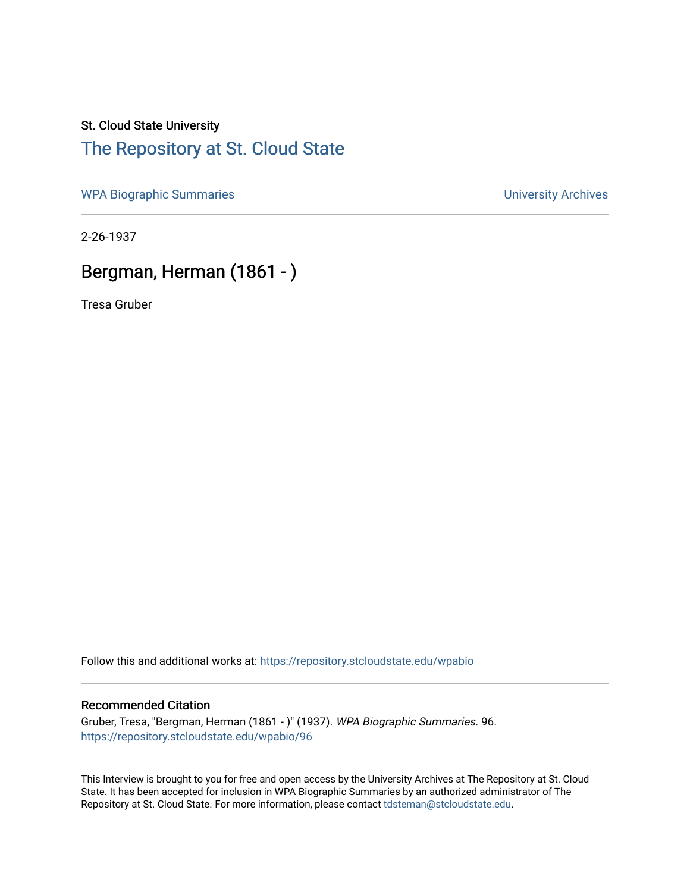St. Cloud State University

## The Repository at St. Cloud State

WPA Biographic Summaries | University Archives

2-26-1937

# Bergman, Herman (1861 - )

Tresa Gruber

Follow this and additional works at: https://repository.stcloudstate.edu/wpabio

### Recommended Citation

Gruber, Tresa, "Bergman, Herman (1861 - )" (1937). *WPA Biographic Summaries*. 96.
https://repository.stcloudstate.edu/wpabio/96

This Interview is brought to you for free and open access by the University Archives at The Repository at St. Cloud State. It has been accepted for inclusion in WPA Biographic Summaries by an authorized administrator of The Repository at St. Cloud State. For more information, please contact tdsteman@stcloudstate.edu.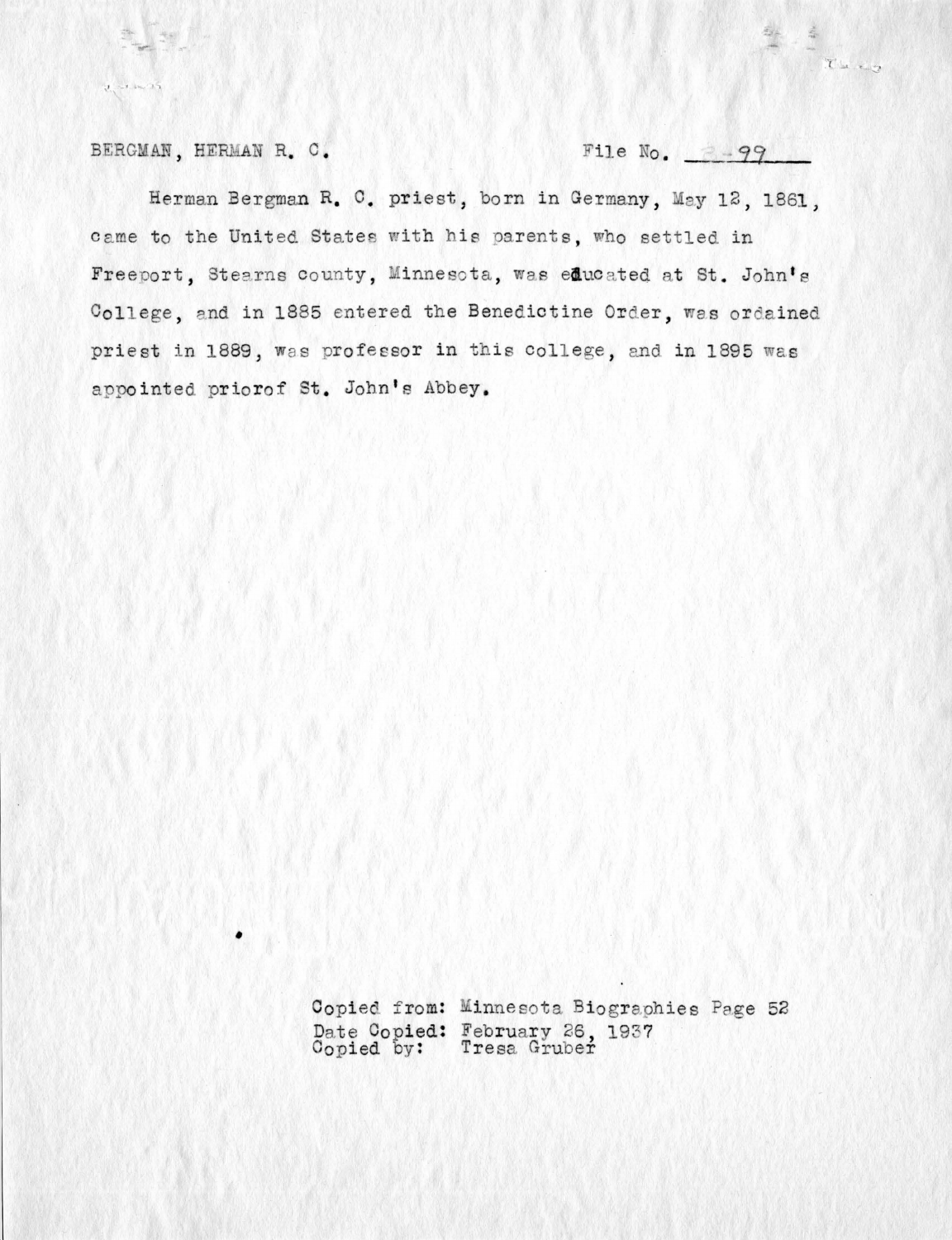BERGMAN, HERMAN R. C. File No. B-99

Herman Bergman R. C. priest, born in Germany, May 12, 1861, came to the United States with his parents, who settled in Freeport, Stearns county, Minnesota, was educated at St. John's College, and in 1885 entered the Benedictine Order, was ordained priest in 1889, was professor in this college, and in 1895 was appointed priorof St. John's Abbey.

Copied from: Minnesota Biographies Page 52
Date Copied: February 26, 1937
Copied by: Tresa Gruber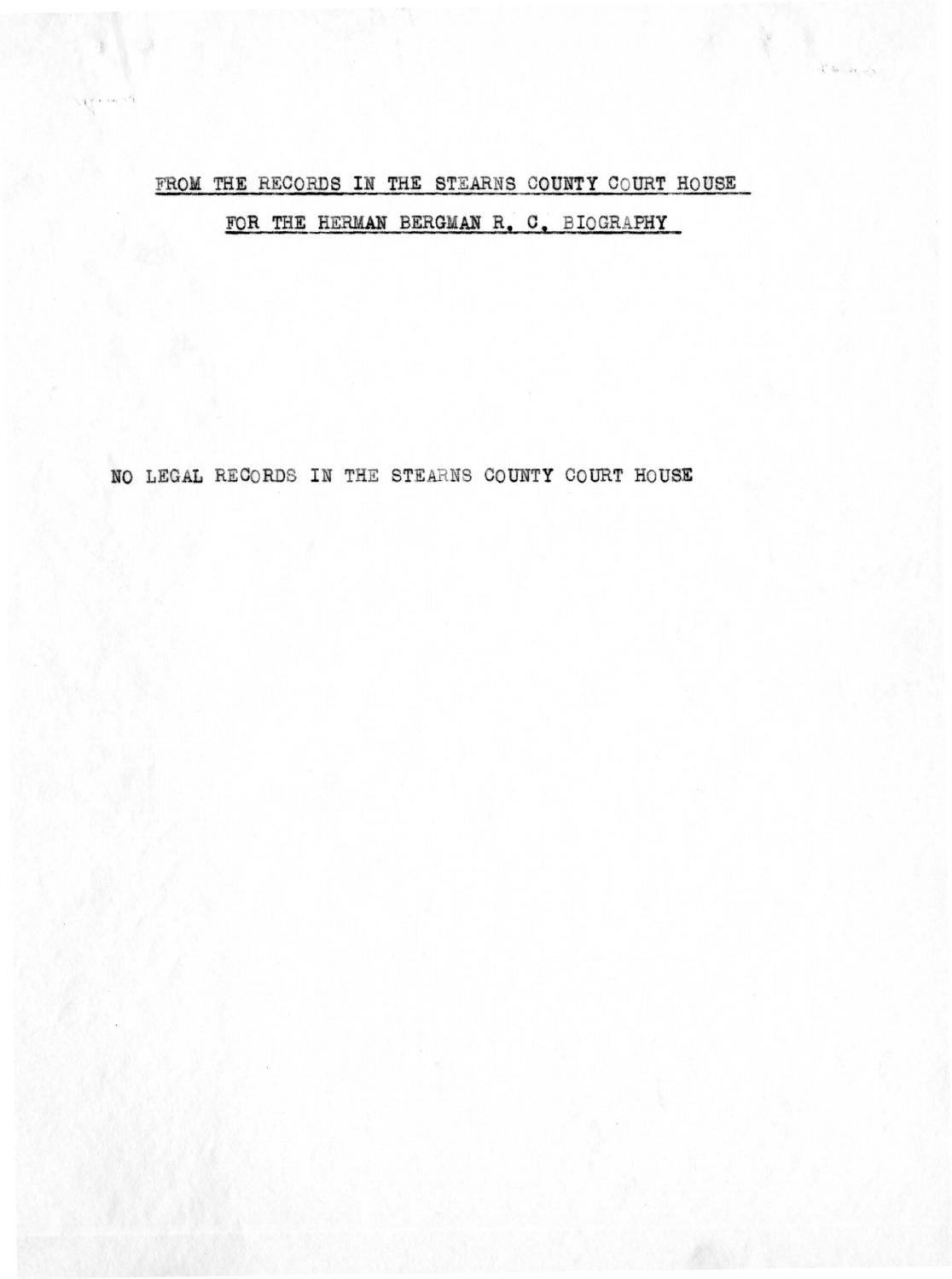FROM THE RECORDS IN THE STEARNS COUNTY COURT HOUSE

FOR THE HERMAN BERGMAN R. C. BIOGRAPHY

NO LEGAL RECORDS IN THE STEARNS COUNTY COURT HOUSE